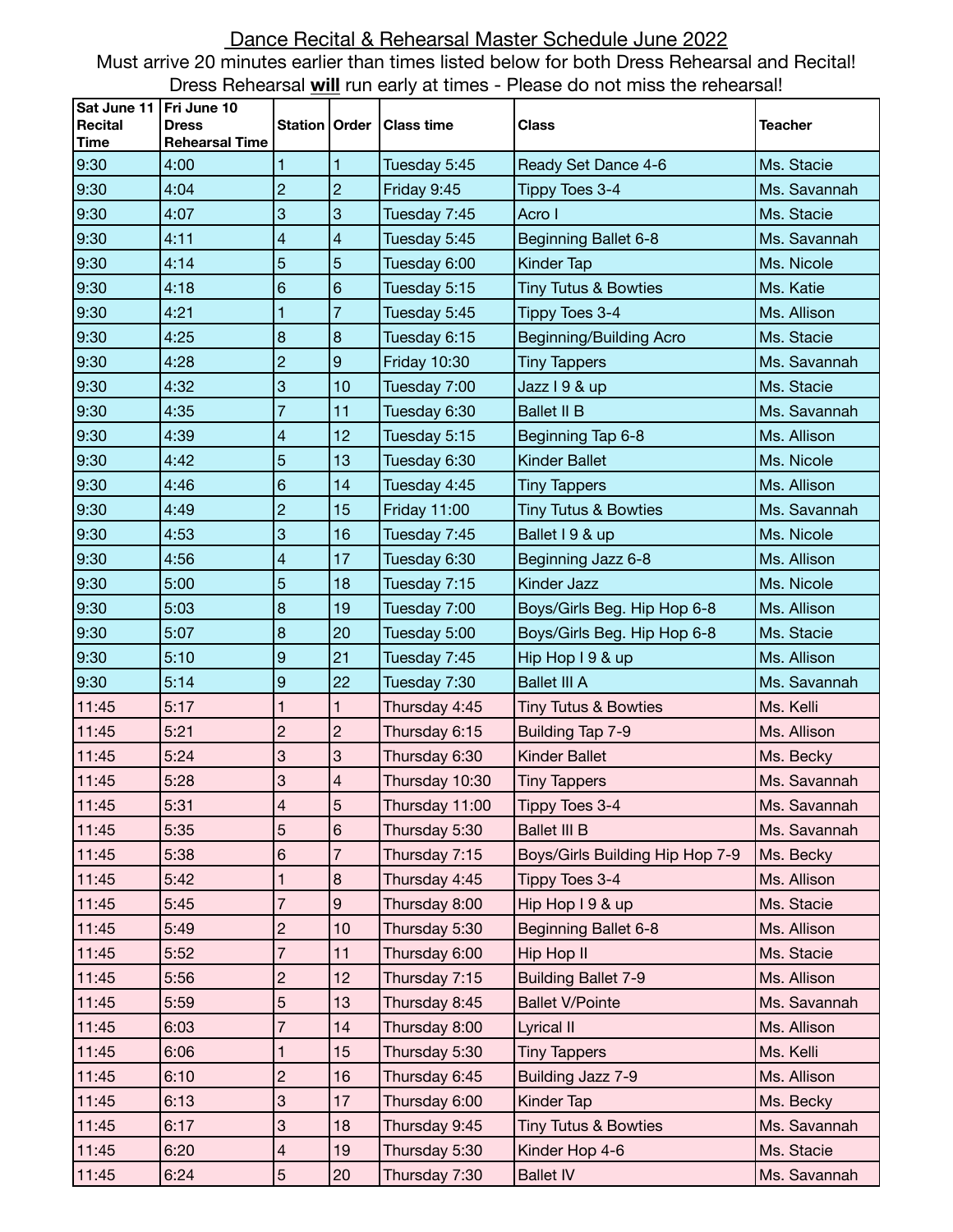# Dance Recital & Rehearsal Master Schedule June 2022

Must arrive 20 minutes earlier than times listed below for both Dress Rehearsal and Recital!

Dress Rehearsal **will** run early at times - Please do not miss the rehearsal!

| Sat June 11 Recital Time | Fri June 10 Dress Rehearsal Time | Station | Order | Class time | Class | Teacher |
|---|---|---|---|---|---|---|
| 9:30 | 4:00 | 1 | 1 | Tuesday 5:45 | Ready Set Dance 4-6 | Ms. Stacie |
| 9:30 | 4:04 | 2 | 2 | Friday 9:45 | Tippy Toes 3-4 | Ms. Savannah |
| 9:30 | 4:07 | 3 | 3 | Tuesday 7:45 | Acro I | Ms. Stacie |
| 9:30 | 4:11 | 4 | 4 | Tuesday 5:45 | Beginning Ballet 6-8 | Ms. Savannah |
| 9:30 | 4:14 | 5 | 5 | Tuesday 6:00 | Kinder Tap | Ms. Nicole |
| 9:30 | 4:18 | 6 | 6 | Tuesday 5:15 | Tiny Tutus & Bowties | Ms. Katie |
| 9:30 | 4:21 | 1 | 7 | Tuesday 5:45 | Tippy Toes 3-4 | Ms. Allison |
| 9:30 | 4:25 | 8 | 8 | Tuesday 6:15 | Beginning/Building Acro | Ms. Stacie |
| 9:30 | 4:28 | 2 | 9 | Friday 10:30 | Tiny Tappers | Ms. Savannah |
| 9:30 | 4:32 | 3 | 10 | Tuesday 7:00 | Jazz I 9 & up | Ms. Stacie |
| 9:30 | 4:35 | 7 | 11 | Tuesday 6:30 | Ballet II B | Ms. Savannah |
| 9:30 | 4:39 | 4 | 12 | Tuesday 5:15 | Beginning Tap 6-8 | Ms. Allison |
| 9:30 | 4:42 | 5 | 13 | Tuesday 6:30 | Kinder Ballet | Ms. Nicole |
| 9:30 | 4:46 | 6 | 14 | Tuesday 4:45 | Tiny Tappers | Ms. Allison |
| 9:30 | 4:49 | 2 | 15 | Friday 11:00 | Tiny Tutus & Bowties | Ms. Savannah |
| 9:30 | 4:53 | 3 | 16 | Tuesday 7:45 | Ballet I 9 & up | Ms. Nicole |
| 9:30 | 4:56 | 4 | 17 | Tuesday 6:30 | Beginning Jazz 6-8 | Ms. Allison |
| 9:30 | 5:00 | 5 | 18 | Tuesday 7:15 | Kinder Jazz | Ms. Nicole |
| 9:30 | 5:03 | 8 | 19 | Tuesday 7:00 | Boys/Girls Beg. Hip Hop 6-8 | Ms. Allison |
| 9:30 | 5:07 | 8 | 20 | Tuesday 5:00 | Boys/Girls Beg. Hip Hop 6-8 | Ms. Stacie |
| 9:30 | 5:10 | 9 | 21 | Tuesday 7:45 | Hip Hop I 9 & up | Ms. Allison |
| 9:30 | 5:14 | 9 | 22 | Tuesday 7:30 | Ballet III A | Ms. Savannah |
| 11:45 | 5:17 | 1 | 1 | Thursday 4:45 | Tiny Tutus & Bowties | Ms. Kelli |
| 11:45 | 5:21 | 2 | 2 | Thursday 6:15 | Building Tap 7-9 | Ms. Allison |
| 11:45 | 5:24 | 3 | 3 | Thursday 6:30 | Kinder Ballet | Ms. Becky |
| 11:45 | 5:28 | 3 | 4 | Thursday 10:30 | Tiny Tappers | Ms. Savannah |
| 11:45 | 5:31 | 4 | 5 | Thursday 11:00 | Tippy Toes 3-4 | Ms. Savannah |
| 11:45 | 5:35 | 5 | 6 | Thursday 5:30 | Ballet III B | Ms. Savannah |
| 11:45 | 5:38 | 6 | 7 | Thursday 7:15 | Boys/Girls Building Hip Hop 7-9 | Ms. Becky |
| 11:45 | 5:42 | 1 | 8 | Thursday 4:45 | Tippy Toes 3-4 | Ms. Allison |
| 11:45 | 5:45 | 7 | 9 | Thursday 8:00 | Hip Hop I 9 & up | Ms. Stacie |
| 11:45 | 5:49 | 2 | 10 | Thursday 5:30 | Beginning Ballet 6-8 | Ms. Allison |
| 11:45 | 5:52 | 7 | 11 | Thursday 6:00 | Hip Hop II | Ms. Stacie |
| 11:45 | 5:56 | 2 | 12 | Thursday 7:15 | Building Ballet 7-9 | Ms. Allison |
| 11:45 | 5:59 | 5 | 13 | Thursday 8:45 | Ballet V/Pointe | Ms. Savannah |
| 11:45 | 6:03 | 7 | 14 | Thursday 8:00 | Lyrical II | Ms. Allison |
| 11:45 | 6:06 | 1 | 15 | Thursday 5:30 | Tiny Tappers | Ms. Kelli |
| 11:45 | 6:10 | 2 | 16 | Thursday 6:45 | Building Jazz 7-9 | Ms. Allison |
| 11:45 | 6:13 | 3 | 17 | Thursday 6:00 | Kinder Tap | Ms. Becky |
| 11:45 | 6:17 | 3 | 18 | Thursday 9:45 | Tiny Tutus & Bowties | Ms. Savannah |
| 11:45 | 6:20 | 4 | 19 | Thursday 5:30 | Kinder Hop 4-6 | Ms. Stacie |
| 11:45 | 6:24 | 5 | 20 | Thursday 7:30 | Ballet IV | Ms. Savannah |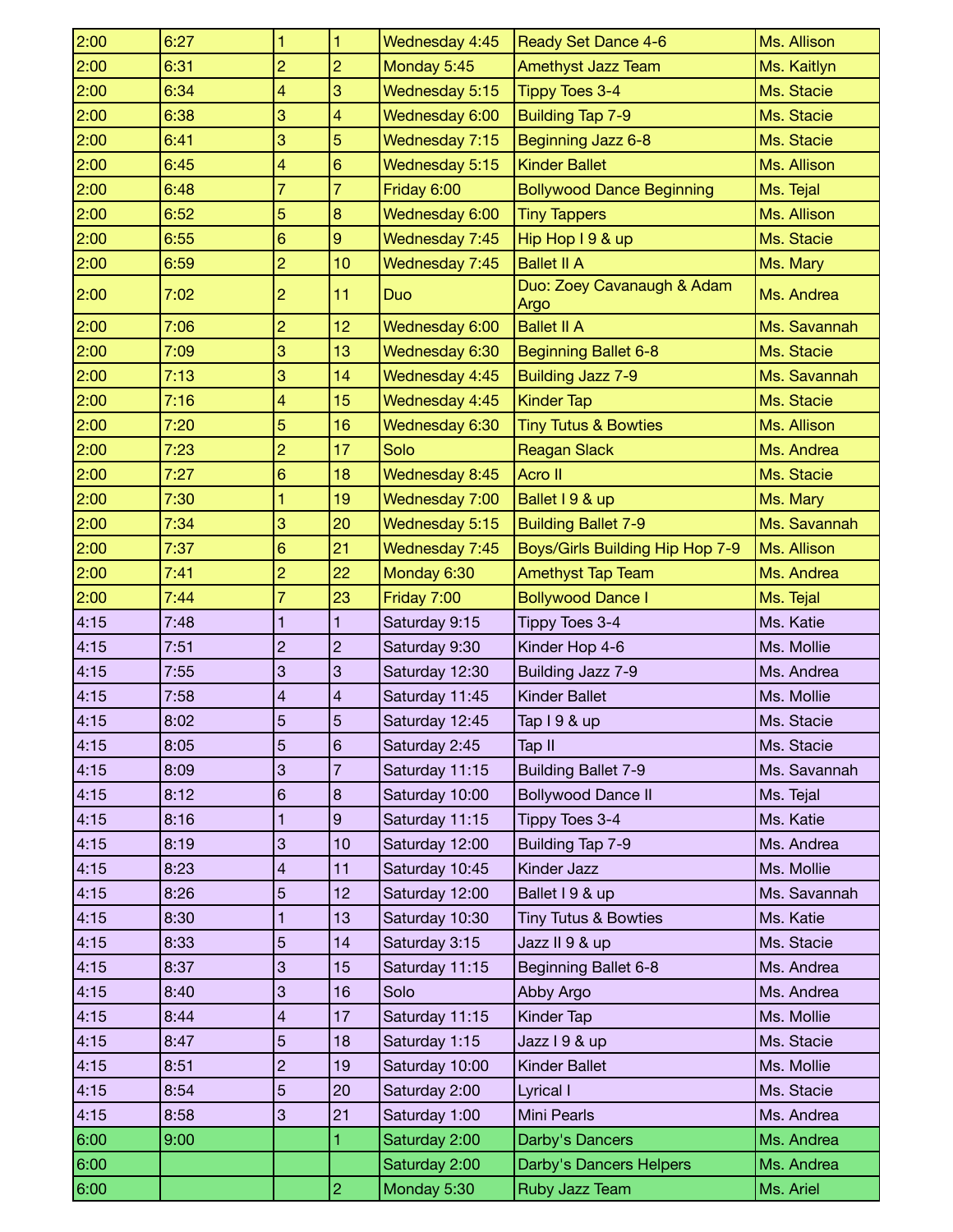| | | | | | | |
|---|---|---|---|---|---|---|
| 2:00 | 6:27 | 1 | 1 | Wednesday 4:45 | Ready Set Dance 4-6 | Ms. Allison |
| 2:00 | 6:31 | 2 | 2 | Monday 5:45 | Amethyst Jazz Team | Ms. Kaitlyn |
| 2:00 | 6:34 | 4 | 3 | Wednesday 5:15 | Tippy Toes 3-4 | Ms. Stacie |
| 2:00 | 6:38 | 3 | 4 | Wednesday 6:00 | Building Tap 7-9 | Ms. Stacie |
| 2:00 | 6:41 | 3 | 5 | Wednesday 7:15 | Beginning Jazz 6-8 | Ms. Stacie |
| 2:00 | 6:45 | 4 | 6 | Wednesday 5:15 | Kinder Ballet | Ms. Allison |
| 2:00 | 6:48 | 7 | 7 | Friday 6:00 | Bollywood Dance Beginning | Ms. Tejal |
| 2:00 | 6:52 | 5 | 8 | Wednesday 6:00 | Tiny Tappers | Ms. Allison |
| 2:00 | 6:55 | 6 | 9 | Wednesday 7:45 | Hip Hop I 9 & up | Ms. Stacie |
| 2:00 | 6:59 | 2 | 10 | Wednesday 7:45 | Ballet II A | Ms. Mary |
| 2:00 | 7:02 | 2 | 11 | Duo | Duo: Zoey Cavanaugh & Adam Argo | Ms. Andrea |
| 2:00 | 7:06 | 2 | 12 | Wednesday 6:00 | Ballet II A | Ms. Savannah |
| 2:00 | 7:09 | 3 | 13 | Wednesday 6:30 | Beginning Ballet 6-8 | Ms. Stacie |
| 2:00 | 7:13 | 3 | 14 | Wednesday 4:45 | Building Jazz 7-9 | Ms. Savannah |
| 2:00 | 7:16 | 4 | 15 | Wednesday 4:45 | Kinder Tap | Ms. Stacie |
| 2:00 | 7:20 | 5 | 16 | Wednesday 6:30 | Tiny Tutus & Bowties | Ms. Allison |
| 2:00 | 7:23 | 2 | 17 | Solo | Reagan Slack | Ms. Andrea |
| 2:00 | 7:27 | 6 | 18 | Wednesday 8:45 | Acro II | Ms. Stacie |
| 2:00 | 7:30 | 1 | 19 | Wednesday 7:00 | Ballet I 9 & up | Ms. Mary |
| 2:00 | 7:34 | 3 | 20 | Wednesday 5:15 | Building Ballet 7-9 | Ms. Savannah |
| 2:00 | 7:37 | 6 | 21 | Wednesday 7:45 | Boys/Girls Building Hip Hop 7-9 | Ms. Allison |
| 2:00 | 7:41 | 2 | 22 | Monday 6:30 | Amethyst Tap Team | Ms. Andrea |
| 2:00 | 7:44 | 7 | 23 | Friday 7:00 | Bollywood Dance I | Ms. Tejal |
| 4:15 | 7:48 | 1 | 1 | Saturday 9:15 | Tippy Toes 3-4 | Ms. Katie |
| 4:15 | 7:51 | 2 | 2 | Saturday 9:30 | Kinder Hop 4-6 | Ms. Mollie |
| 4:15 | 7:55 | 3 | 3 | Saturday 12:30 | Building Jazz 7-9 | Ms. Andrea |
| 4:15 | 7:58 | 4 | 4 | Saturday 11:45 | Kinder Ballet | Ms. Mollie |
| 4:15 | 8:02 | 5 | 5 | Saturday 12:45 | Tap I 9 & up | Ms. Stacie |
| 4:15 | 8:05 | 5 | 6 | Saturday 2:45 | Tap II | Ms. Stacie |
| 4:15 | 8:09 | 3 | 7 | Saturday 11:15 | Building Ballet 7-9 | Ms. Savannah |
| 4:15 | 8:12 | 6 | 8 | Saturday 10:00 | Bollywood Dance II | Ms. Tejal |
| 4:15 | 8:16 | 1 | 9 | Saturday 11:15 | Tippy Toes 3-4 | Ms. Katie |
| 4:15 | 8:19 | 3 | 10 | Saturday 12:00 | Building Tap 7-9 | Ms. Andrea |
| 4:15 | 8:23 | 4 | 11 | Saturday 10:45 | Kinder Jazz | Ms. Mollie |
| 4:15 | 8:26 | 5 | 12 | Saturday 12:00 | Ballet I 9 & up | Ms. Savannah |
| 4:15 | 8:30 | 1 | 13 | Saturday 10:30 | Tiny Tutus & Bowties | Ms. Katie |
| 4:15 | 8:33 | 5 | 14 | Saturday 3:15 | Jazz II 9 & up | Ms. Stacie |
| 4:15 | 8:37 | 3 | 15 | Saturday 11:15 | Beginning Ballet 6-8 | Ms. Andrea |
| 4:15 | 8:40 | 3 | 16 | Solo | Abby Argo | Ms. Andrea |
| 4:15 | 8:44 | 4 | 17 | Saturday 11:15 | Kinder Tap | Ms. Mollie |
| 4:15 | 8:47 | 5 | 18 | Saturday 1:15 | Jazz I 9 & up | Ms. Stacie |
| 4:15 | 8:51 | 2 | 19 | Saturday 10:00 | Kinder Ballet | Ms. Mollie |
| 4:15 | 8:54 | 5 | 20 | Saturday 2:00 | Lyrical I | Ms. Stacie |
| 4:15 | 8:58 | 3 | 21 | Saturday 1:00 | Mini Pearls | Ms. Andrea |
| 6:00 | 9:00 | | 1 | Saturday 2:00 | Darby's Dancers | Ms. Andrea |
| 6:00 | | | | Saturday 2:00 | Darby's Dancers Helpers | Ms. Andrea |
| 6:00 | | | 2 | Monday 5:30 | Ruby Jazz Team | Ms. Ariel |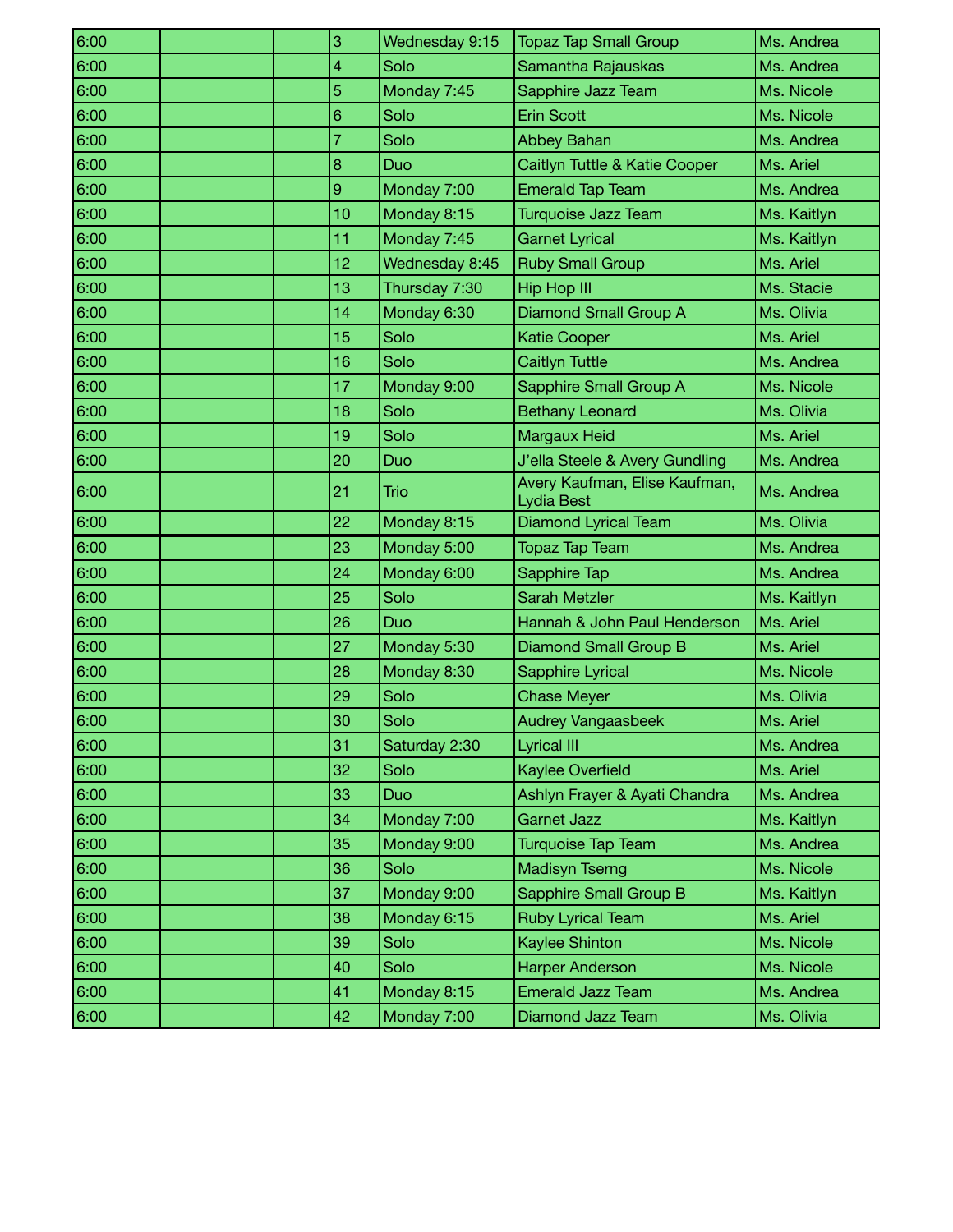| | | | | | | |
|---|---|---|---|---|---|---|
| 6:00 | | | 3 | Wednesday 9:15 | Topaz Tap Small Group | Ms. Andrea |
| 6:00 | | | 4 | Solo | Samantha Rajauskas | Ms. Andrea |
| 6:00 | | | 5 | Monday 7:45 | Sapphire Jazz Team | Ms. Nicole |
| 6:00 | | | 6 | Solo | Erin Scott | Ms. Nicole |
| 6:00 | | | 7 | Solo | Abbey Bahan | Ms. Andrea |
| 6:00 | | | 8 | Duo | Caitlyn Tuttle & Katie Cooper | Ms. Ariel |
| 6:00 | | | 9 | Monday 7:00 | Emerald Tap Team | Ms. Andrea |
| 6:00 | | | 10 | Monday 8:15 | Turquoise Jazz Team | Ms. Kaitlyn |
| 6:00 | | | 11 | Monday 7:45 | Garnet Lyrical | Ms. Kaitlyn |
| 6:00 | | | 12 | Wednesday 8:45 | Ruby Small Group | Ms. Ariel |
| 6:00 | | | 13 | Thursday 7:30 | Hip Hop III | Ms. Stacie |
| 6:00 | | | 14 | Monday 6:30 | Diamond Small Group A | Ms. Olivia |
| 6:00 | | | 15 | Solo | Katie Cooper | Ms. Ariel |
| 6:00 | | | 16 | Solo | Caitlyn Tuttle | Ms. Andrea |
| 6:00 | | | 17 | Monday 9:00 | Sapphire Small Group A | Ms. Nicole |
| 6:00 | | | 18 | Solo | Bethany Leonard | Ms. Olivia |
| 6:00 | | | 19 | Solo | Margaux Heid | Ms. Ariel |
| 6:00 | | | 20 | Duo | J'ella Steele & Avery Gundling | Ms. Andrea |
| 6:00 | | | 21 | Trio | Avery Kaufman, Elise Kaufman, Lydia Best | Ms. Andrea |
| 6:00 | | | 22 | Monday 8:15 | Diamond Lyrical Team | Ms. Olivia |
| 6:00 | | | 23 | Monday 5:00 | Topaz Tap Team | Ms. Andrea |
| 6:00 | | | 24 | Monday 6:00 | Sapphire Tap | Ms. Andrea |
| 6:00 | | | 25 | Solo | Sarah Metzler | Ms. Kaitlyn |
| 6:00 | | | 26 | Duo | Hannah & John Paul Henderson | Ms. Ariel |
| 6:00 | | | 27 | Monday 5:30 | Diamond Small Group B | Ms. Ariel |
| 6:00 | | | 28 | Monday 8:30 | Sapphire Lyrical | Ms. Nicole |
| 6:00 | | | 29 | Solo | Chase Meyer | Ms. Olivia |
| 6:00 | | | 30 | Solo | Audrey Vangaasbeek | Ms. Ariel |
| 6:00 | | | 31 | Saturday 2:30 | Lyrical III | Ms. Andrea |
| 6:00 | | | 32 | Solo | Kaylee Overfield | Ms. Ariel |
| 6:00 | | | 33 | Duo | Ashlyn Frayer & Ayati Chandra | Ms. Andrea |
| 6:00 | | | 34 | Monday 7:00 | Garnet Jazz | Ms. Kaitlyn |
| 6:00 | | | 35 | Monday 9:00 | Turquoise Tap Team | Ms. Andrea |
| 6:00 | | | 36 | Solo | Madisyn Tserng | Ms. Nicole |
| 6:00 | | | 37 | Monday 9:00 | Sapphire Small Group B | Ms. Kaitlyn |
| 6:00 | | | 38 | Monday 6:15 | Ruby Lyrical Team | Ms. Ariel |
| 6:00 | | | 39 | Solo | Kaylee Shinton | Ms. Nicole |
| 6:00 | | | 40 | Solo | Harper Anderson | Ms. Nicole |
| 6:00 | | | 41 | Monday 8:15 | Emerald Jazz Team | Ms. Andrea |
| 6:00 | | | 42 | Monday 7:00 | Diamond Jazz Team | Ms. Olivia |